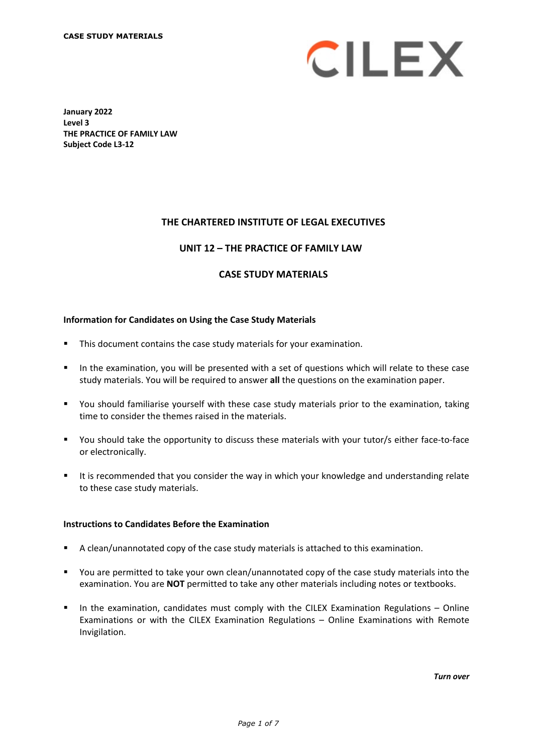**CASE STUDY MATERIALS**

CILEX

**January 2022**
**Level 3**
**THE PRACTICE OF FAMILY LAW**
**Subject Code L3-12**

## THE CHARTERED INSTITUTE OF LEGAL EXECUTIVES

## UNIT 12 – THE PRACTICE OF FAMILY LAW

## CASE STUDY MATERIALS

### Information for Candidates on Using the Case Study Materials

- This document contains the case study materials for your examination.
- In the examination, you will be presented with a set of questions which will relate to these case study materials. You will be required to answer **all** the questions on the examination paper.
- You should familiarise yourself with these case study materials prior to the examination, taking time to consider the themes raised in the materials.
- You should take the opportunity to discuss these materials with your tutor/s either face-to-face or electronically.
- It is recommended that you consider the way in which your knowledge and understanding relate to these case study materials.

### Instructions to Candidates Before the Examination

- A clean/unannotated copy of the case study materials is attached to this examination.
- You are permitted to take your own clean/unannotated copy of the case study materials into the examination. You are **NOT** permitted to take any other materials including notes or textbooks.
- In the examination, candidates must comply with the CILEX Examination Regulations – Online Examinations or with the CILEX Examination Regulations – Online Examinations with Remote Invigilation.

***Turn over***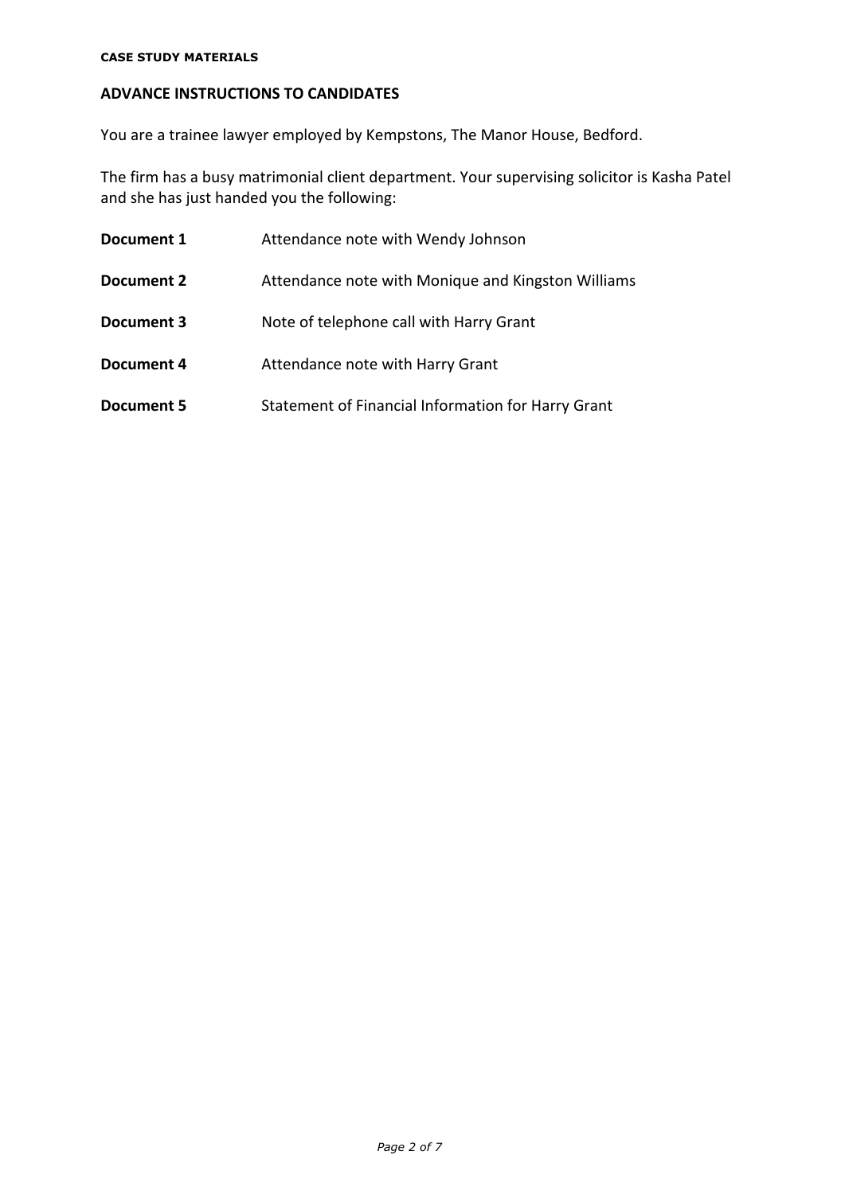**CASE STUDY MATERIALS**

## ADVANCE INSTRUCTIONS TO CANDIDATES

You are a trainee lawyer employed by Kempstons, The Manor House, Bedford.

The firm has a busy matrimonial client department. Your supervising solicitor is Kasha Patel and she has just handed you the following:

| | |
|---|---|
| **Document 1** | Attendance note with Wendy Johnson |
| **Document 2** | Attendance note with Monique and Kingston Williams |
| **Document 3** | Note of telephone call with Harry Grant |
| **Document 4** | Attendance note with Harry Grant |
| **Document 5** | Statement of Financial Information for Harry Grant |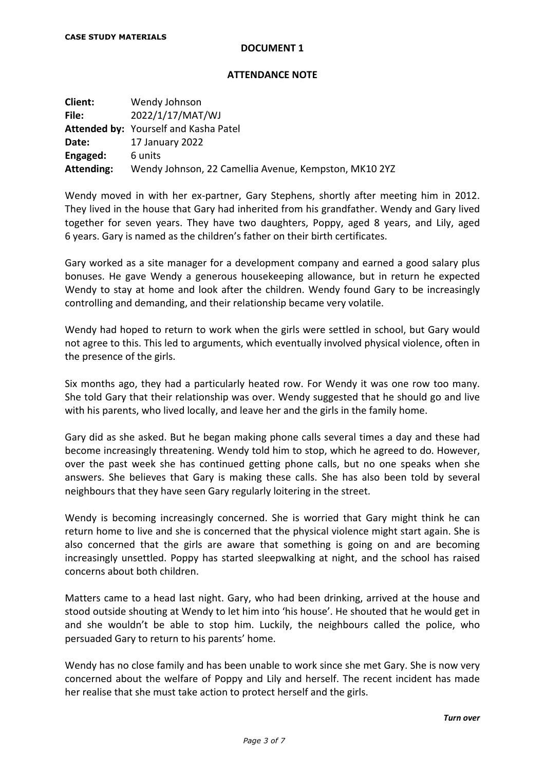**CASE STUDY MATERIALS**

**DOCUMENT 1**

**ATTENDANCE NOTE**

**Client:** Wendy Johnson
**File:** 2022/1/17/MAT/WJ
**Attended by:** Yourself and Kasha Patel
**Date:** 17 January 2022
**Engaged:** 6 units
**Attending:** Wendy Johnson, 22 Camellia Avenue, Kempston, MK10 2YZ

Wendy moved in with her ex-partner, Gary Stephens, shortly after meeting him in 2012. They lived in the house that Gary had inherited from his grandfather. Wendy and Gary lived together for seven years. They have two daughters, Poppy, aged 8 years, and Lily, aged 6 years. Gary is named as the children's father on their birth certificates.

Gary worked as a site manager for a development company and earned a good salary plus bonuses. He gave Wendy a generous housekeeping allowance, but in return he expected Wendy to stay at home and look after the children. Wendy found Gary to be increasingly controlling and demanding, and their relationship became very volatile.

Wendy had hoped to return to work when the girls were settled in school, but Gary would not agree to this. This led to arguments, which eventually involved physical violence, often in the presence of the girls.

Six months ago, they had a particularly heated row. For Wendy it was one row too many. She told Gary that their relationship was over. Wendy suggested that he should go and live with his parents, who lived locally, and leave her and the girls in the family home.

Gary did as she asked. But he began making phone calls several times a day and these had become increasingly threatening. Wendy told him to stop, which he agreed to do. However, over the past week she has continued getting phone calls, but no one speaks when she answers. She believes that Gary is making these calls. She has also been told by several neighbours that they have seen Gary regularly loitering in the street.

Wendy is becoming increasingly concerned. She is worried that Gary might think he can return home to live and she is concerned that the physical violence might start again. She is also concerned that the girls are aware that something is going on and are becoming increasingly unsettled. Poppy has started sleepwalking at night, and the school has raised concerns about both children.

Matters came to a head last night. Gary, who had been drinking, arrived at the house and stood outside shouting at Wendy to let him into 'his house'. He shouted that he would get in and she wouldn't be able to stop him. Luckily, the neighbours called the police, who persuaded Gary to return to his parents' home.

Wendy has no close family and has been unable to work since she met Gary. She is now very concerned about the welfare of Poppy and Lily and herself. The recent incident has made her realise that she must take action to protect herself and the girls.

*Turn over*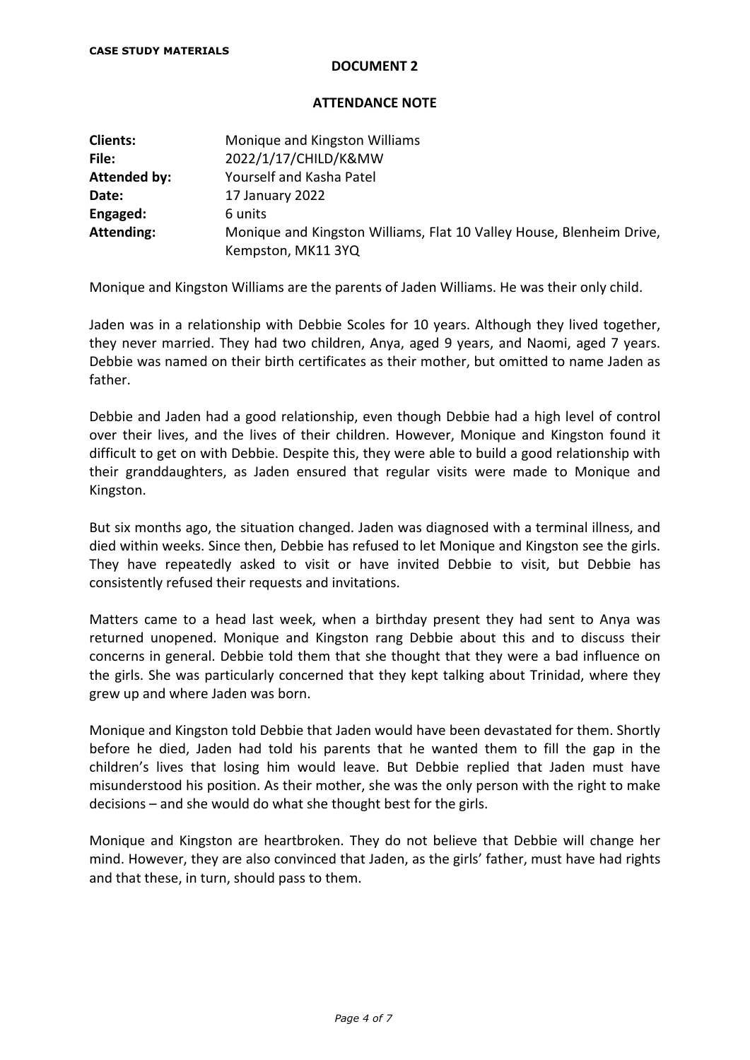**CASE STUDY MATERIALS**

**DOCUMENT 2**

**ATTENDANCE NOTE**

| | |
|---|---|
| **Clients:** | Monique and Kingston Williams |
| **File:** | 2022/1/17/CHILD/K&MW |
| **Attended by:** | Yourself and Kasha Patel |
| **Date:** | 17 January 2022 |
| **Engaged:** | 6 units |
| **Attending:** | Monique and Kingston Williams, Flat 10 Valley House, Blenheim Drive, Kempston, MK11 3YQ |

Monique and Kingston Williams are the parents of Jaden Williams. He was their only child.

Jaden was in a relationship with Debbie Scoles for 10 years. Although they lived together, they never married. They had two children, Anya, aged 9 years, and Naomi, aged 7 years. Debbie was named on their birth certificates as their mother, but omitted to name Jaden as father.

Debbie and Jaden had a good relationship, even though Debbie had a high level of control over their lives, and the lives of their children. However, Monique and Kingston found it difficult to get on with Debbie. Despite this, they were able to build a good relationship with their granddaughters, as Jaden ensured that regular visits were made to Monique and Kingston.

But six months ago, the situation changed. Jaden was diagnosed with a terminal illness, and died within weeks. Since then, Debbie has refused to let Monique and Kingston see the girls. They have repeatedly asked to visit or have invited Debbie to visit, but Debbie has consistently refused their requests and invitations.

Matters came to a head last week, when a birthday present they had sent to Anya was returned unopened. Monique and Kingston rang Debbie about this and to discuss their concerns in general. Debbie told them that she thought that they were a bad influence on the girls. She was particularly concerned that they kept talking about Trinidad, where they grew up and where Jaden was born.

Monique and Kingston told Debbie that Jaden would have been devastated for them. Shortly before he died, Jaden had told his parents that he wanted them to fill the gap in the children's lives that losing him would leave. But Debbie replied that Jaden must have misunderstood his position. As their mother, she was the only person with the right to make decisions – and she would do what she thought best for the girls.

Monique and Kingston are heartbroken. They do not believe that Debbie will change her mind. However, they are also convinced that Jaden, as the girls' father, must have had rights and that these, in turn, should pass to them.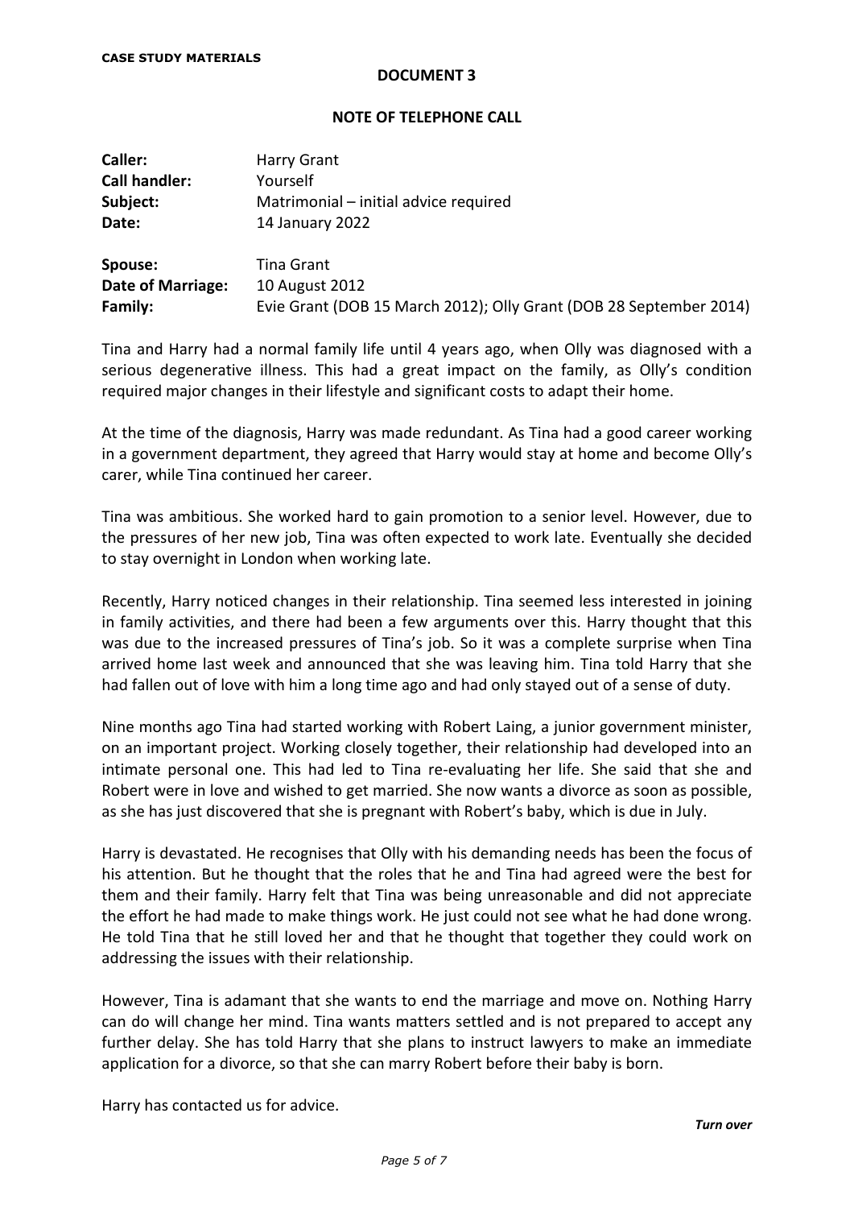**CASE STUDY MATERIALS**

## DOCUMENT 3

### NOTE OF TELEPHONE CALL

| | |
|---|---|
| **Caller:** | Harry Grant |
| **Call handler:** | Yourself |
| **Subject:** | Matrimonial – initial advice required |
| **Date:** | 14 January 2022 |
| | |
| **Spouse:** | Tina Grant |
| **Date of Marriage:** | 10 August 2012 |
| **Family:** | Evie Grant (DOB 15 March 2012); Olly Grant (DOB 28 September 2014) |

Tina and Harry had a normal family life until 4 years ago, when Olly was diagnosed with a serious degenerative illness. This had a great impact on the family, as Olly's condition required major changes in their lifestyle and significant costs to adapt their home.

At the time of the diagnosis, Harry was made redundant. As Tina had a good career working in a government department, they agreed that Harry would stay at home and become Olly's carer, while Tina continued her career.

Tina was ambitious. She worked hard to gain promotion to a senior level. However, due to the pressures of her new job, Tina was often expected to work late. Eventually she decided to stay overnight in London when working late.

Recently, Harry noticed changes in their relationship. Tina seemed less interested in joining in family activities, and there had been a few arguments over this. Harry thought that this was due to the increased pressures of Tina's job. So it was a complete surprise when Tina arrived home last week and announced that she was leaving him. Tina told Harry that she had fallen out of love with him a long time ago and had only stayed out of a sense of duty.

Nine months ago Tina had started working with Robert Laing, a junior government minister, on an important project. Working closely together, their relationship had developed into an intimate personal one. This had led to Tina re-evaluating her life. She said that she and Robert were in love and wished to get married. She now wants a divorce as soon as possible, as she has just discovered that she is pregnant with Robert's baby, which is due in July.

Harry is devastated. He recognises that Olly with his demanding needs has been the focus of his attention. But he thought that the roles that he and Tina had agreed were the best for them and their family. Harry felt that Tina was being unreasonable and did not appreciate the effort he had made to make things work. He just could not see what he had done wrong. He told Tina that he still loved her and that he thought that together they could work on addressing the issues with their relationship.

However, Tina is adamant that she wants to end the marriage and move on. Nothing Harry can do will change her mind. Tina wants matters settled and is not prepared to accept any further delay. She has told Harry that she plans to instruct lawyers to make an immediate application for a divorce, so that she can marry Robert before their baby is born.

Harry has contacted us for advice.

***Turn over***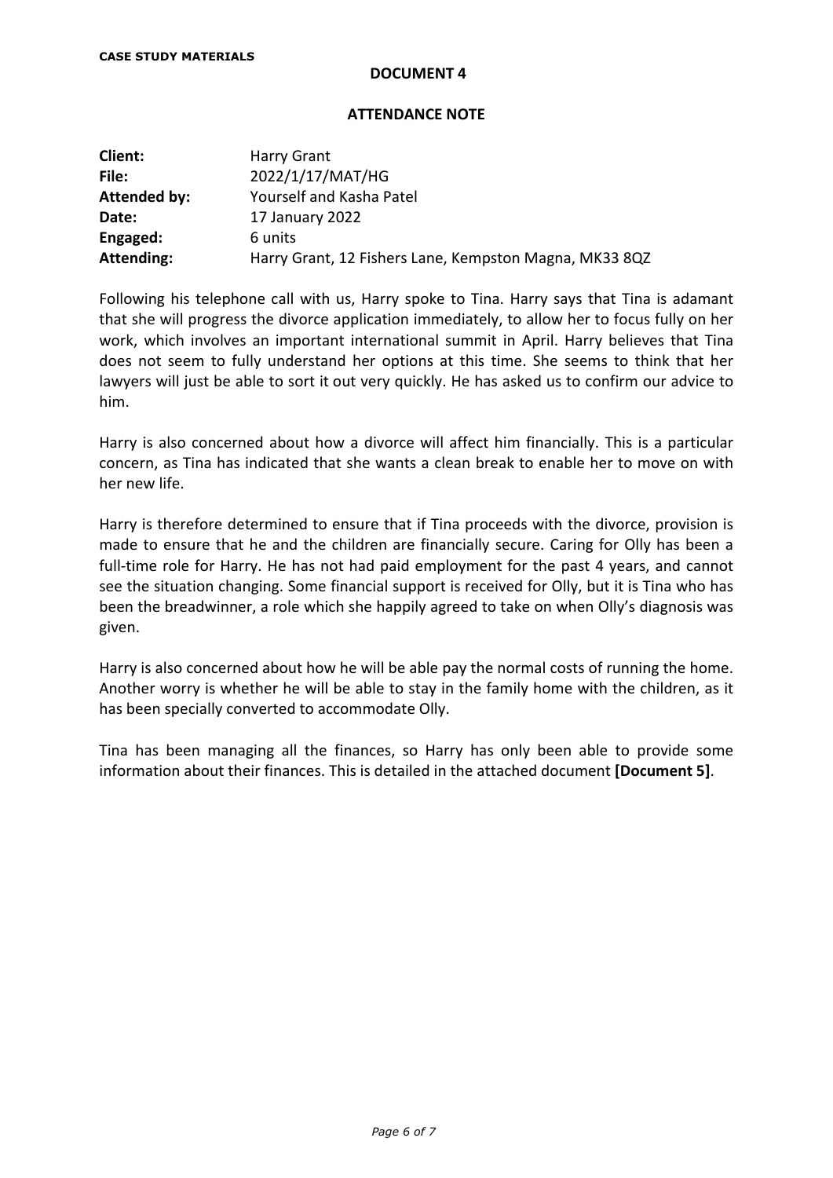**CASE STUDY MATERIALS**

**DOCUMENT 4**

**ATTENDANCE NOTE**

| | |
|---|---|
| **Client:** | Harry Grant |
| **File:** | 2022/1/17/MAT/HG |
| **Attended by:** | Yourself and Kasha Patel |
| **Date:** | 17 January 2022 |
| **Engaged:** | 6 units |
| **Attending:** | Harry Grant, 12 Fishers Lane, Kempston Magna, MK33 8QZ |

Following his telephone call with us, Harry spoke to Tina. Harry says that Tina is adamant that she will progress the divorce application immediately, to allow her to focus fully on her work, which involves an important international summit in April. Harry believes that Tina does not seem to fully understand her options at this time. She seems to think that her lawyers will just be able to sort it out very quickly. He has asked us to confirm our advice to him.

Harry is also concerned about how a divorce will affect him financially. This is a particular concern, as Tina has indicated that she wants a clean break to enable her to move on with her new life.

Harry is therefore determined to ensure that if Tina proceeds with the divorce, provision is made to ensure that he and the children are financially secure. Caring for Olly has been a full-time role for Harry. He has not had paid employment for the past 4 years, and cannot see the situation changing. Some financial support is received for Olly, but it is Tina who has been the breadwinner, a role which she happily agreed to take on when Olly's diagnosis was given.

Harry is also concerned about how he will be able pay the normal costs of running the home. Another worry is whether he will be able to stay in the family home with the children, as it has been specially converted to accommodate Olly.

Tina has been managing all the finances, so Harry has only been able to provide some information about their finances. This is detailed in the attached document **[Document 5]**.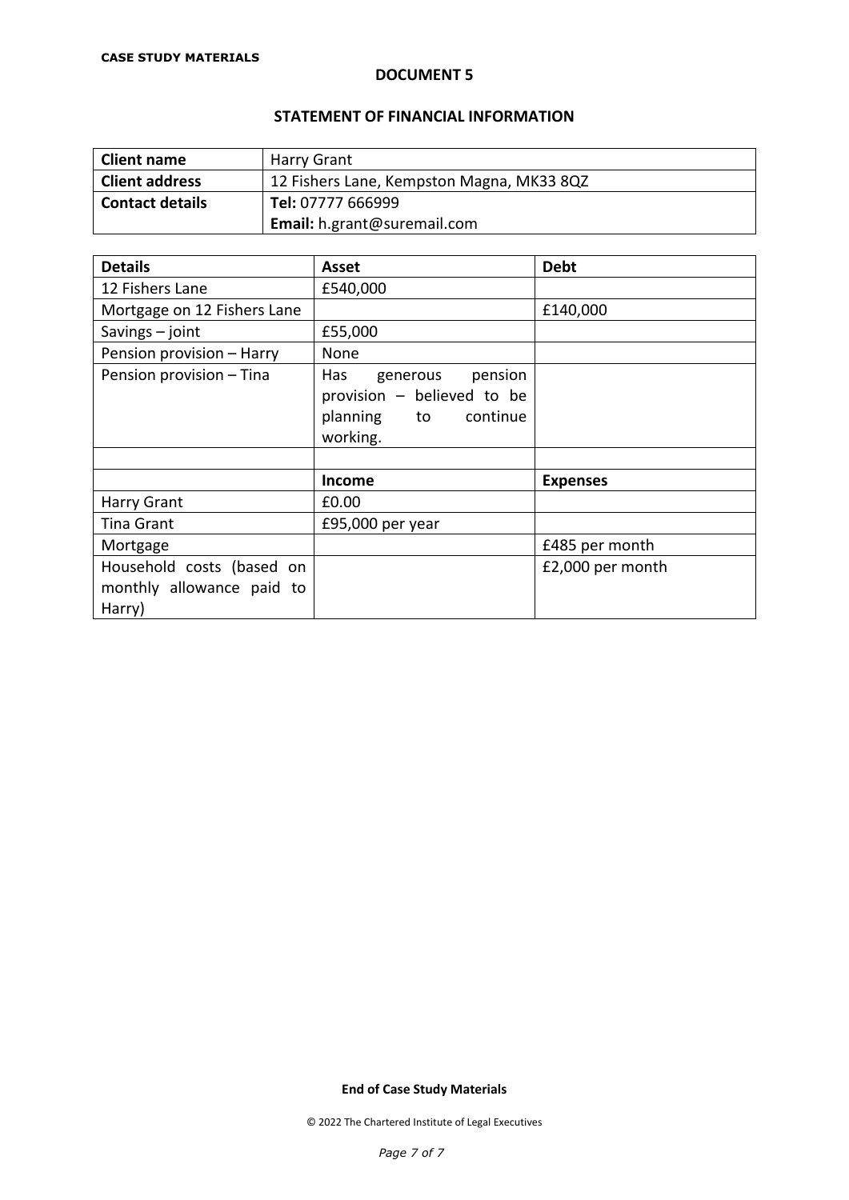**CASE STUDY MATERIALS**

## DOCUMENT 5

## STATEMENT OF FINANCIAL INFORMATION

| | |
|---|---|
| **Client name** | Harry Grant |
| **Client address** | 12 Fishers Lane, Kempston Magna, MK33 8QZ |
| **Contact details** | **Tel:** 07777 666999<br>**Email:** h.grant@suremail.com |

| **Details** | **Asset** | **Debt** |
|---|---|---|
| 12 Fishers Lane | £540,000 | |
| Mortgage on 12 Fishers Lane | | £140,000 |
| Savings – joint | £55,000 | |
| Pension provision – Harry | None | |
| Pension provision – Tina | Has generous pension provision – believed to be planning to continue working. | |
| | | |
| | **Income** | **Expenses** |
| Harry Grant | £0.00 | |
| Tina Grant | £95,000 per year | |
| Mortgage | | £485 per month |
| Household costs (based on monthly allowance paid to Harry) | | £2,000 per month |

**End of Case Study Materials**

© 2022 The Chartered Institute of Legal Executives